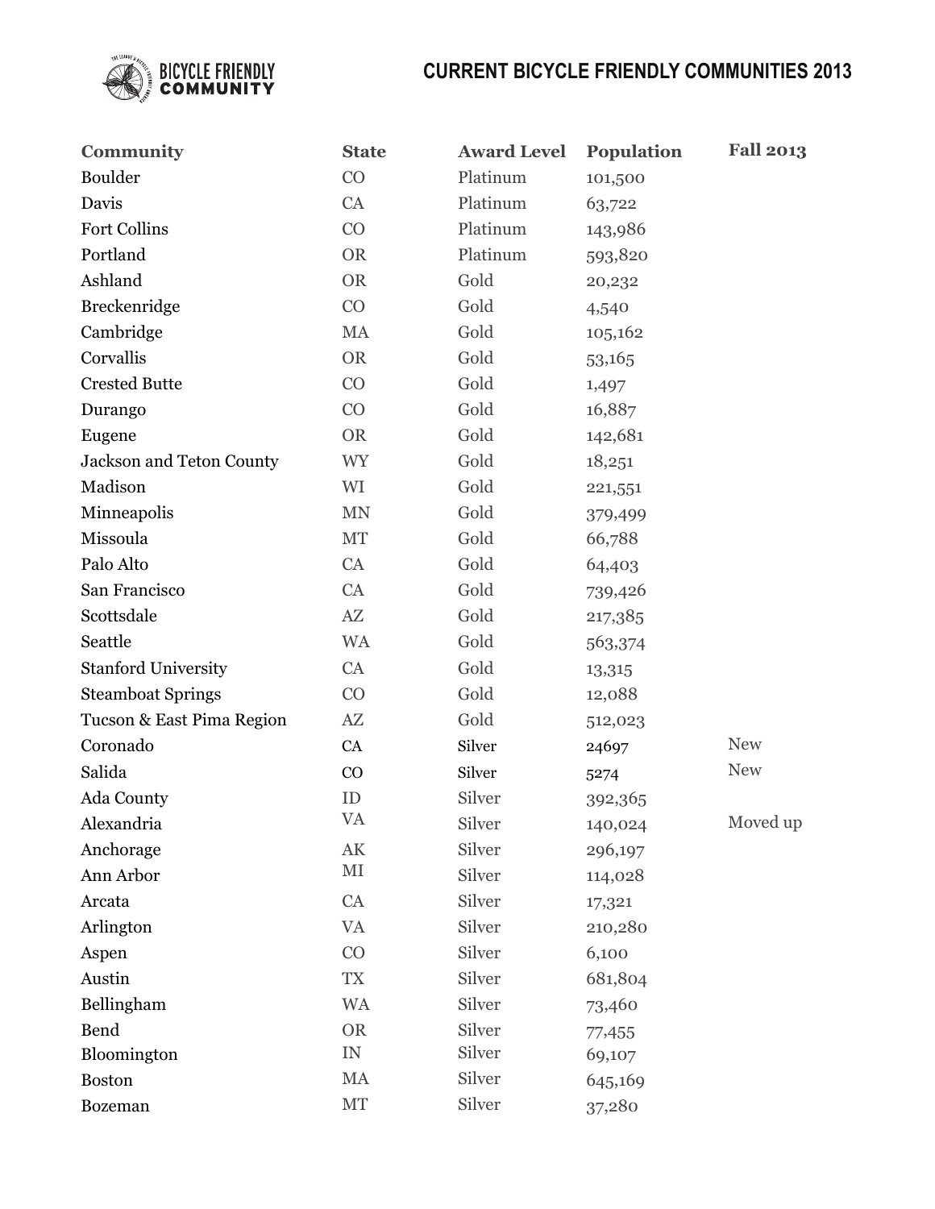# CURRENT BICYCLE FRIENDLY COMMUNITIES 2013

| Community | State | Award Level | Population | Fall 2013 |
|---|---|---|---|---|
| Boulder | CO | Platinum | 101,500 | |
| Davis | CA | Platinum | 63,722 | |
| Fort Collins | CO | Platinum | 143,986 | |
| Portland | OR | Platinum | 593,820 | |
| Ashland | OR | Gold | 20,232 | |
| Breckenridge | CO | Gold | 4,540 | |
| Cambridge | MA | Gold | 105,162 | |
| Corvallis | OR | Gold | 53,165 | |
| Crested Butte | CO | Gold | 1,497 | |
| Durango | CO | Gold | 16,887 | |
| Eugene | OR | Gold | 142,681 | |
| Jackson and Teton County | WY | Gold | 18,251 | |
| Madison | WI | Gold | 221,551 | |
| Minneapolis | MN | Gold | 379,499 | |
| Missoula | MT | Gold | 66,788 | |
| Palo Alto | CA | Gold | 64,403 | |
| San Francisco | CA | Gold | 739,426 | |
| Scottsdale | AZ | Gold | 217,385 | |
| Seattle | WA | Gold | 563,374 | |
| Stanford University | CA | Gold | 13,315 | |
| Steamboat Springs | CO | Gold | 12,088 | |
| Tucson & East Pima Region | AZ | Gold | 512,023 | |
| Coronado | CA | Silver | 24697 | New |
| Salida | CO | Silver | 5274 | New |
| Ada County | ID | Silver | 392,365 | |
| Alexandria | VA | Silver | 140,024 | Moved up |
| Anchorage | AK | Silver | 296,197 | |
| Ann Arbor | MI | Silver | 114,028 | |
| Arcata | CA | Silver | 17,321 | |
| Arlington | VA | Silver | 210,280 | |
| Aspen | CO | Silver | 6,100 | |
| Austin | TX | Silver | 681,804 | |
| Bellingham | WA | Silver | 73,460 | |
| Bend | OR | Silver | 77,455 | |
| Bloomington | IN | Silver | 69,107 | |
| Boston | MA | Silver | 645,169 | |
| Bozeman | MT | Silver | 37,280 | |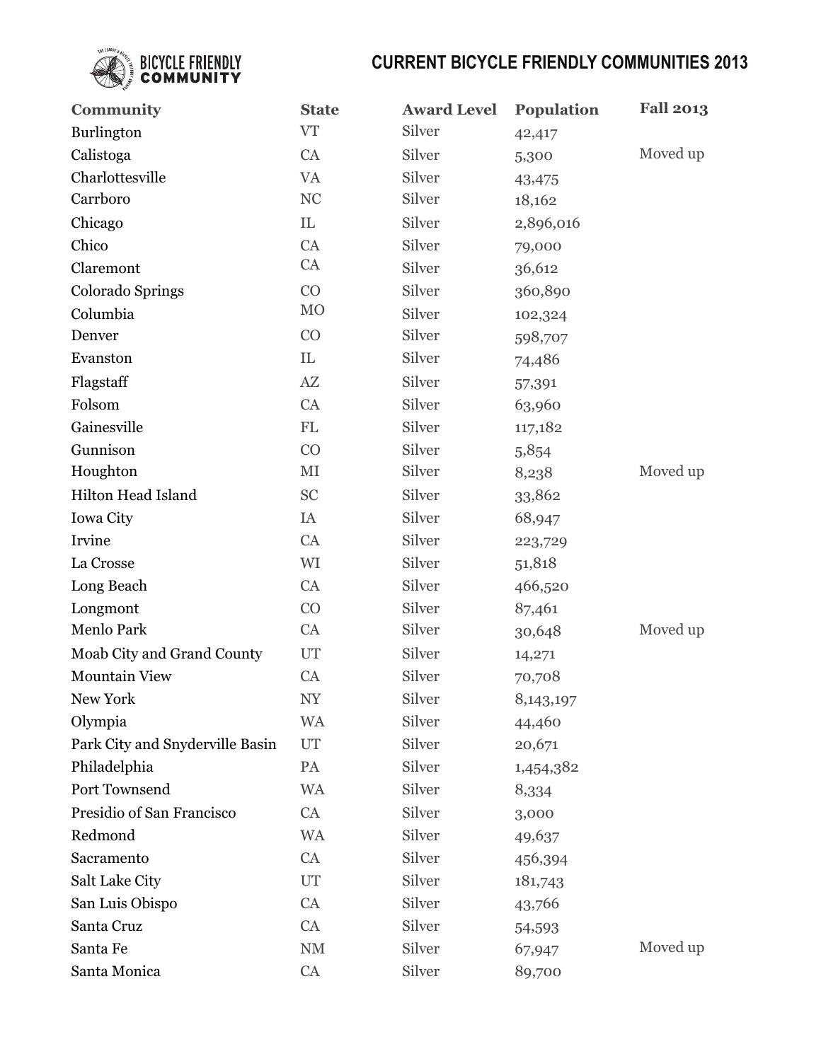# CURRENT BICYCLE FRIENDLY COMMUNITIES 2013

| Community | State | Award Level | Population | Fall 2013 |
|---|---|---|---|---|
| Burlington | VT | Silver | 42,417 | |
| Calistoga | CA | Silver | 5,300 | Moved up |
| Charlottesville | VA | Silver | 43,475 | |
| Carrboro | NC | Silver | 18,162 | |
| Chicago | IL | Silver | 2,896,016 | |
| Chico | CA | Silver | 79,000 | |
| Claremont | CA | Silver | 36,612 | |
| Colorado Springs | CO | Silver | 360,890 | |
| Columbia | MO | Silver | 102,324 | |
| Denver | CO | Silver | 598,707 | |
| Evanston | IL | Silver | 74,486 | |
| Flagstaff | AZ | Silver | 57,391 | |
| Folsom | CA | Silver | 63,960 | |
| Gainesville | FL | Silver | 117,182 | |
| Gunnison | CO | Silver | 5,854 | |
| Houghton | MI | Silver | 8,238 | Moved up |
| Hilton Head Island | SC | Silver | 33,862 | |
| Iowa City | IA | Silver | 68,947 | |
| Irvine | CA | Silver | 223,729 | |
| La Crosse | WI | Silver | 51,818 | |
| Long Beach | CA | Silver | 466,520 | |
| Longmont | CO | Silver | 87,461 | |
| Menlo Park | CA | Silver | 30,648 | Moved up |
| Moab City and Grand County | UT | Silver | 14,271 | |
| Mountain View | CA | Silver | 70,708 | |
| New York | NY | Silver | 8,143,197 | |
| Olympia | WA | Silver | 44,460 | |
| Park City and Snyderville Basin | UT | Silver | 20,671 | |
| Philadelphia | PA | Silver | 1,454,382 | |
| Port Townsend | WA | Silver | 8,334 | |
| Presidio of San Francisco | CA | Silver | 3,000 | |
| Redmond | WA | Silver | 49,637 | |
| Sacramento | CA | Silver | 456,394 | |
| Salt Lake City | UT | Silver | 181,743 | |
| San Luis Obispo | CA | Silver | 43,766 | |
| Santa Cruz | CA | Silver | 54,593 | |
| Santa Fe | NM | Silver | 67,947 | Moved up |
| Santa Monica | CA | Silver | 89,700 | |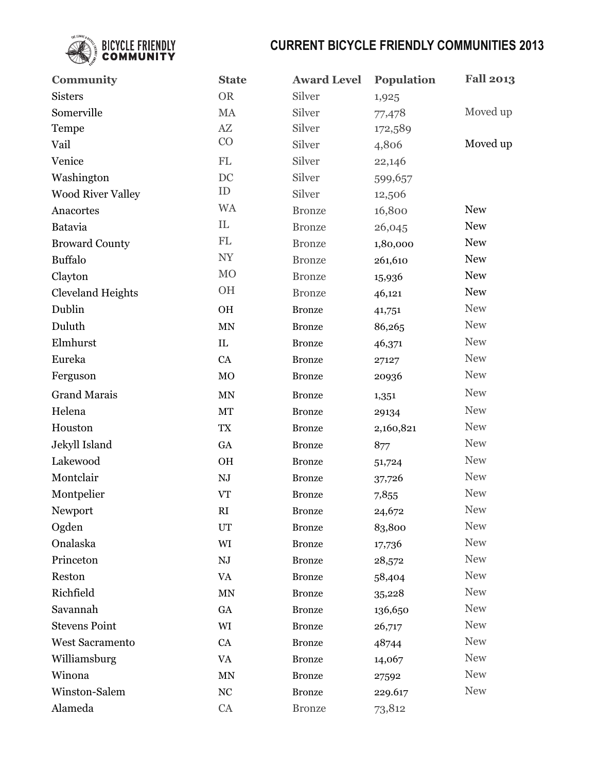# CURRENT BICYCLE FRIENDLY COMMUNITIES 2013

| Community | State | Award Level | Population | Fall 2013 |
|---|---|---|---|---|
| Sisters | OR | Silver | 1,925 | |
| Somerville | MA | Silver | 77,478 | Moved up |
| Tempe | AZ | Silver | 172,589 | |
| Vail | CO | Silver | 4,806 | Moved up |
| Venice | FL | Silver | 22,146 | |
| Washington | DC | Silver | 599,657 | |
| Wood River Valley | ID | Silver | 12,506 | |
| Anacortes | WA | Bronze | 16,800 | New |
| Batavia | IL | Bronze | 26,045 | New |
| Broward County | FL | Bronze | 1,80,000 | New |
| Buffalo | NY | Bronze | 261,610 | New |
| Clayton | MO | Bronze | 15,936 | New |
| Cleveland Heights | OH | Bronze | 46,121 | New |
| Dublin | OH | Bronze | 41,751 | New |
| Duluth | MN | Bronze | 86,265 | New |
| Elmhurst | IL | Bronze | 46,371 | New |
| Eureka | CA | Bronze | 27127 | New |
| Ferguson | MO | Bronze | 20936 | New |
| Grand Marais | MN | Bronze | 1,351 | New |
| Helena | MT | Bronze | 29134 | New |
| Houston | TX | Bronze | 2,160,821 | New |
| Jekyll Island | GA | Bronze | 877 | New |
| Lakewood | OH | Bronze | 51,724 | New |
| Montclair | NJ | Bronze | 37,726 | New |
| Montpelier | VT | Bronze | 7,855 | New |
| Newport | RI | Bronze | 24,672 | New |
| Ogden | UT | Bronze | 83,800 | New |
| Onalaska | WI | Bronze | 17,736 | New |
| Princeton | NJ | Bronze | 28,572 | New |
| Reston | VA | Bronze | 58,404 | New |
| Richfield | MN | Bronze | 35,228 | New |
| Savannah | GA | Bronze | 136,650 | New |
| Stevens Point | WI | Bronze | 26,717 | New |
| West Sacramento | CA | Bronze | 48744 | New |
| Williamsburg | VA | Bronze | 14,067 | New |
| Winona | MN | Bronze | 27592 | New |
| Winston-Salem | NC | Bronze | 229.617 | New |
| Alameda | CA | Bronze | 73,812 | |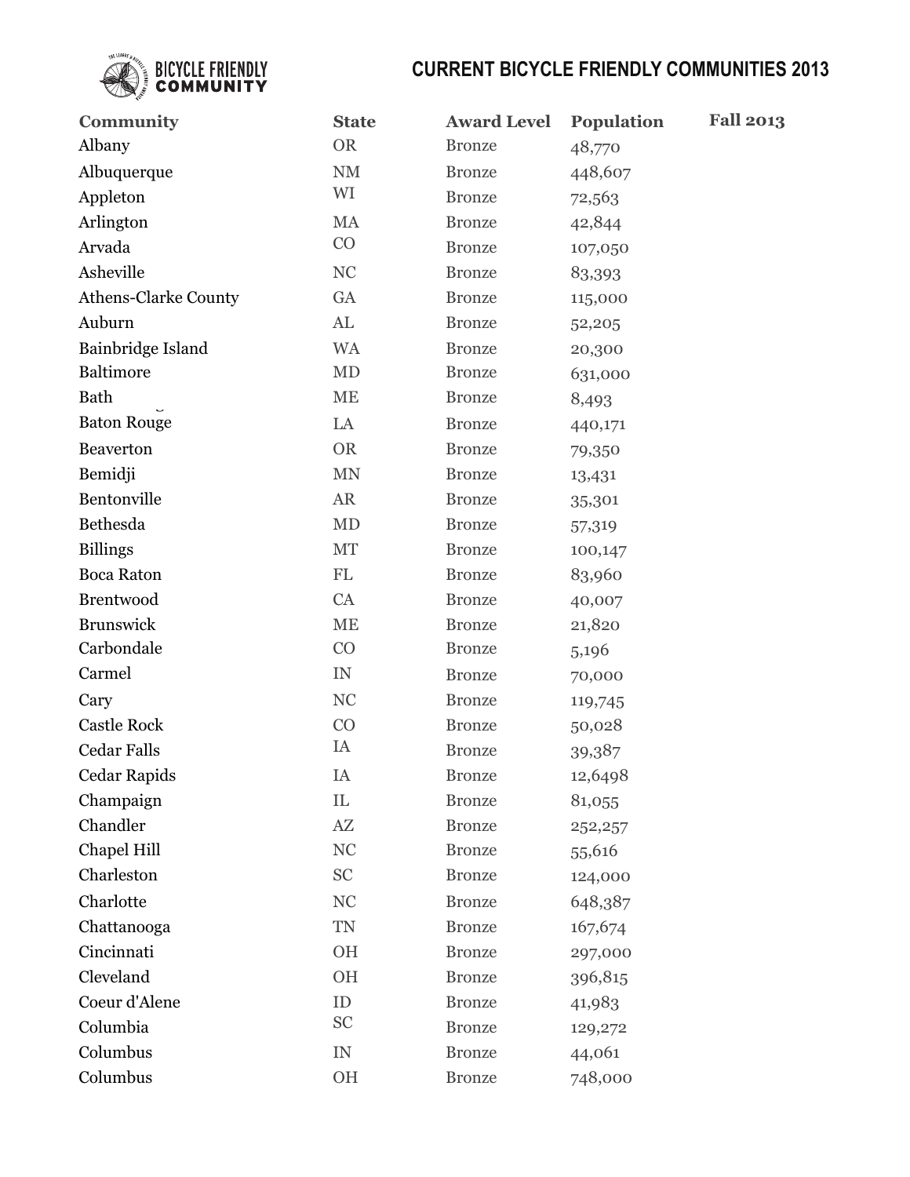# CURRENT BICYCLE FRIENDLY COMMUNITIES 2013

| Community | State | Award Level | Population | Fall 2013 |
|---|---|---|---|---|
| Albany | OR | Bronze | 48,770 | |
| Albuquerque | NM | Bronze | 448,607 | |
| Appleton | WI | Bronze | 72,563 | |
| Arlington | MA | Bronze | 42,844 | |
| Arvada | CO | Bronze | 107,050 | |
| Asheville | NC | Bronze | 83,393 | |
| Athens-Clarke County | GA | Bronze | 115,000 | |
| Auburn | AL | Bronze | 52,205 | |
| Bainbridge Island | WA | Bronze | 20,300 | |
| Baltimore | MD | Bronze | 631,000 | |
| Bath | ME | Bronze | 8,493 | |
| Baton Rouge | LA | Bronze | 440,171 | |
| Beaverton | OR | Bronze | 79,350 | |
| Bemidji | MN | Bronze | 13,431 | |
| Bentonville | AR | Bronze | 35,301 | |
| Bethesda | MD | Bronze | 57,319 | |
| Billings | MT | Bronze | 100,147 | |
| Boca Raton | FL | Bronze | 83,960 | |
| Brentwood | CA | Bronze | 40,007 | |
| Brunswick | ME | Bronze | 21,820 | |
| Carbondale | CO | Bronze | 5,196 | |
| Carmel | IN | Bronze | 70,000 | |
| Cary | NC | Bronze | 119,745 | |
| Castle Rock | CO | Bronze | 50,028 | |
| Cedar Falls | IA | Bronze | 39,387 | |
| Cedar Rapids | IA | Bronze | 12,6498 | |
| Champaign | IL | Bronze | 81,055 | |
| Chandler | AZ | Bronze | 252,257 | |
| Chapel Hill | NC | Bronze | 55,616 | |
| Charleston | SC | Bronze | 124,000 | |
| Charlotte | NC | Bronze | 648,387 | |
| Chattanooga | TN | Bronze | 167,674 | |
| Cincinnati | OH | Bronze | 297,000 | |
| Cleveland | OH | Bronze | 396,815 | |
| Coeur d'Alene | ID | Bronze | 41,983 | |
| Columbia | SC | Bronze | 129,272 | |
| Columbus | IN | Bronze | 44,061 | |
| Columbus | OH | Bronze | 748,000 | |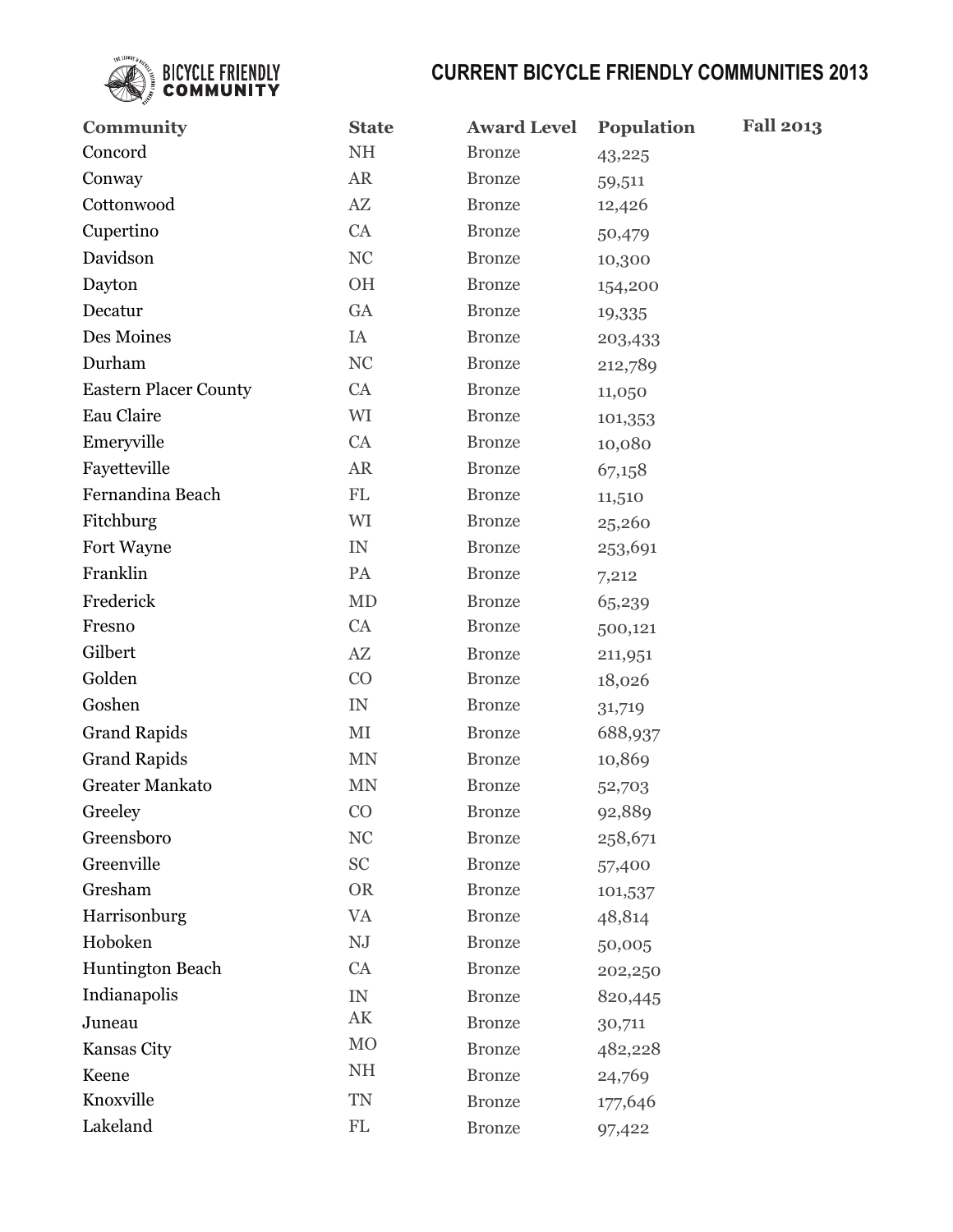# CURRENT BICYCLE FRIENDLY COMMUNITIES 2013

| Community | State | Award Level | Population | Fall 2013 |
|---|---|---|---|---|
| Concord | NH | Bronze | 43,225 | |
| Conway | AR | Bronze | 59,511 | |
| Cottonwood | AZ | Bronze | 12,426 | |
| Cupertino | CA | Bronze | 50,479 | |
| Davidson | NC | Bronze | 10,300 | |
| Dayton | OH | Bronze | 154,200 | |
| Decatur | GA | Bronze | 19,335 | |
| Des Moines | IA | Bronze | 203,433 | |
| Durham | NC | Bronze | 212,789 | |
| Eastern Placer County | CA | Bronze | 11,050 | |
| Eau Claire | WI | Bronze | 101,353 | |
| Emeryville | CA | Bronze | 10,080 | |
| Fayetteville | AR | Bronze | 67,158 | |
| Fernandina Beach | FL | Bronze | 11,510 | |
| Fitchburg | WI | Bronze | 25,260 | |
| Fort Wayne | IN | Bronze | 253,691 | |
| Franklin | PA | Bronze | 7,212 | |
| Frederick | MD | Bronze | 65,239 | |
| Fresno | CA | Bronze | 500,121 | |
| Gilbert | AZ | Bronze | 211,951 | |
| Golden | CO | Bronze | 18,026 | |
| Goshen | IN | Bronze | 31,719 | |
| Grand Rapids | MI | Bronze | 688,937 | |
| Grand Rapids | MN | Bronze | 10,869 | |
| Greater Mankato | MN | Bronze | 52,703 | |
| Greeley | CO | Bronze | 92,889 | |
| Greensboro | NC | Bronze | 258,671 | |
| Greenville | SC | Bronze | 57,400 | |
| Gresham | OR | Bronze | 101,537 | |
| Harrisonburg | VA | Bronze | 48,814 | |
| Hoboken | NJ | Bronze | 50,005 | |
| Huntington Beach | CA | Bronze | 202,250 | |
| Indianapolis | IN | Bronze | 820,445 | |
| Juneau | AK | Bronze | 30,711 | |
| Kansas City | MO | Bronze | 482,228 | |
| Keene | NH | Bronze | 24,769 | |
| Knoxville | TN | Bronze | 177,646 | |
| Lakeland | FL | Bronze | 97,422 | |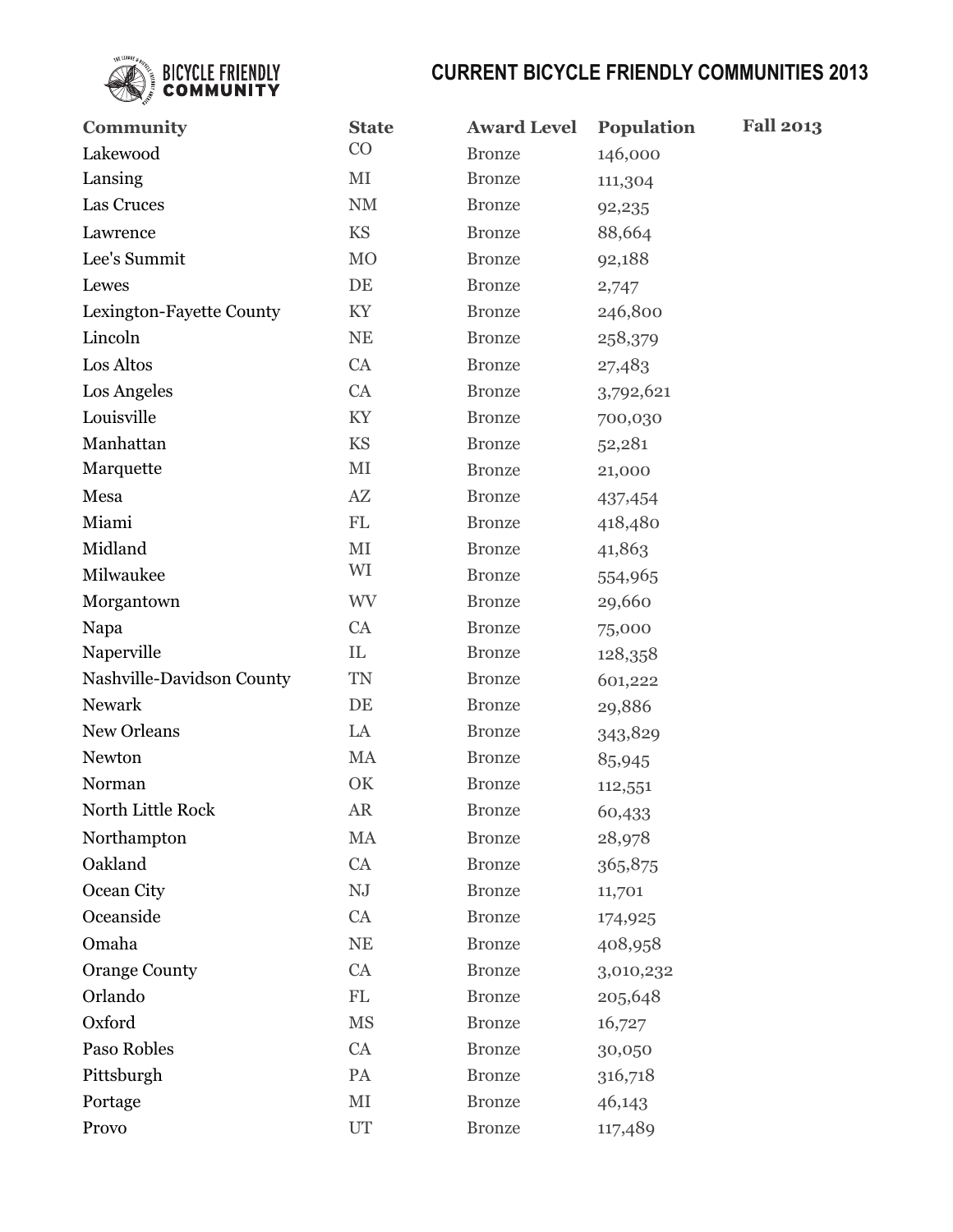# CURRENT BICYCLE FRIENDLY COMMUNITIES 2013

| Community | State | Award Level | Population | Fall 2013 |
|---|---|---|---|---|
| Lakewood | CO | Bronze | 146,000 | |
| Lansing | MI | Bronze | 111,304 | |
| Las Cruces | NM | Bronze | 92,235 | |
| Lawrence | KS | Bronze | 88,664 | |
| Lee's Summit | MO | Bronze | 92,188 | |
| Lewes | DE | Bronze | 2,747 | |
| Lexington-Fayette County | KY | Bronze | 246,800 | |
| Lincoln | NE | Bronze | 258,379 | |
| Los Altos | CA | Bronze | 27,483 | |
| Los Angeles | CA | Bronze | 3,792,621 | |
| Louisville | KY | Bronze | 700,030 | |
| Manhattan | KS | Bronze | 52,281 | |
| Marquette | MI | Bronze | 21,000 | |
| Mesa | AZ | Bronze | 437,454 | |
| Miami | FL | Bronze | 418,480 | |
| Midland | MI | Bronze | 41,863 | |
| Milwaukee | WI | Bronze | 554,965 | |
| Morgantown | WV | Bronze | 29,660 | |
| Napa | CA | Bronze | 75,000 | |
| Naperville | IL | Bronze | 128,358 | |
| Nashville-Davidson County | TN | Bronze | 601,222 | |
| Newark | DE | Bronze | 29,886 | |
| New Orleans | LA | Bronze | 343,829 | |
| Newton | MA | Bronze | 85,945 | |
| Norman | OK | Bronze | 112,551 | |
| North Little Rock | AR | Bronze | 60,433 | |
| Northampton | MA | Bronze | 28,978 | |
| Oakland | CA | Bronze | 365,875 | |
| Ocean City | NJ | Bronze | 11,701 | |
| Oceanside | CA | Bronze | 174,925 | |
| Omaha | NE | Bronze | 408,958 | |
| Orange County | CA | Bronze | 3,010,232 | |
| Orlando | FL | Bronze | 205,648 | |
| Oxford | MS | Bronze | 16,727 | |
| Paso Robles | CA | Bronze | 30,050 | |
| Pittsburgh | PA | Bronze | 316,718 | |
| Portage | MI | Bronze | 46,143 | |
| Provo | UT | Bronze | 117,489 | |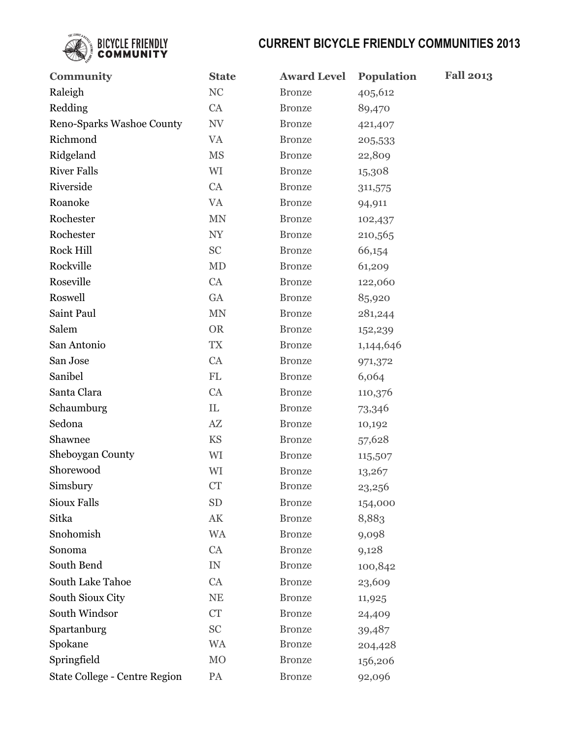# CURRENT BICYCLE FRIENDLY COMMUNITIES 2013

| Community | State | Award Level | Population | Fall 2013 |
|---|---|---|---|---|
| Raleigh | NC | Bronze | 405,612 | |
| Redding | CA | Bronze | 89,470 | |
| Reno-Sparks Washoe County | NV | Bronze | 421,407 | |
| Richmond | VA | Bronze | 205,533 | |
| Ridgeland | MS | Bronze | 22,809 | |
| River Falls | WI | Bronze | 15,308 | |
| Riverside | CA | Bronze | 311,575 | |
| Roanoke | VA | Bronze | 94,911 | |
| Rochester | MN | Bronze | 102,437 | |
| Rochester | NY | Bronze | 210,565 | |
| Rock Hill | SC | Bronze | 66,154 | |
| Rockville | MD | Bronze | 61,209 | |
| Roseville | CA | Bronze | 122,060 | |
| Roswell | GA | Bronze | 85,920 | |
| Saint Paul | MN | Bronze | 281,244 | |
| Salem | OR | Bronze | 152,239 | |
| San Antonio | TX | Bronze | 1,144,646 | |
| San Jose | CA | Bronze | 971,372 | |
| Sanibel | FL | Bronze | 6,064 | |
| Santa Clara | CA | Bronze | 110,376 | |
| Schaumburg | IL | Bronze | 73,346 | |
| Sedona | AZ | Bronze | 10,192 | |
| Shawnee | KS | Bronze | 57,628 | |
| Sheboygan County | WI | Bronze | 115,507 | |
| Shorewood | WI | Bronze | 13,267 | |
| Simsbury | CT | Bronze | 23,256 | |
| Sioux Falls | SD | Bronze | 154,000 | |
| Sitka | AK | Bronze | 8,883 | |
| Snohomish | WA | Bronze | 9,098 | |
| Sonoma | CA | Bronze | 9,128 | |
| South Bend | IN | Bronze | 100,842 | |
| South Lake Tahoe | CA | Bronze | 23,609 | |
| South Sioux City | NE | Bronze | 11,925 | |
| South Windsor | CT | Bronze | 24,409 | |
| Spartanburg | SC | Bronze | 39,487 | |
| Spokane | WA | Bronze | 204,428 | |
| Springfield | MO | Bronze | 156,206 | |
| State College - Centre Region | PA | Bronze | 92,096 | |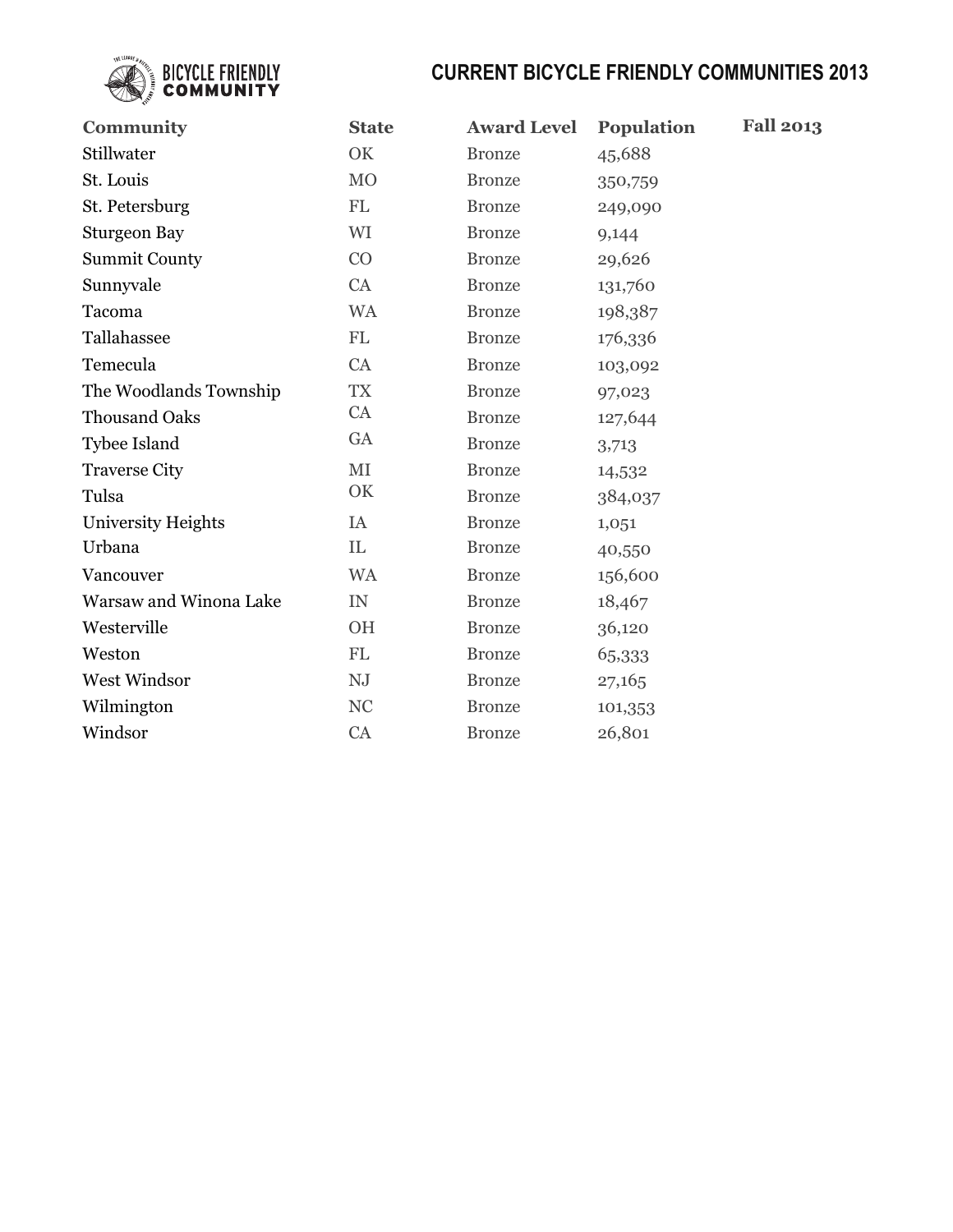# CURRENT BICYCLE FRIENDLY COMMUNITIES 2013

| Community | State | Award Level | Population | Fall 2013 |
|---|---|---|---|---|
| Stillwater | OK | Bronze | 45,688 | |
| St. Louis | MO | Bronze | 350,759 | |
| St. Petersburg | FL | Bronze | 249,090 | |
| Sturgeon Bay | WI | Bronze | 9,144 | |
| Summit County | CO | Bronze | 29,626 | |
| Sunnyvale | CA | Bronze | 131,760 | |
| Tacoma | WA | Bronze | 198,387 | |
| Tallahassee | FL | Bronze | 176,336 | |
| Temecula | CA | Bronze | 103,092 | |
| The Woodlands Township | TX | Bronze | 97,023 | |
| Thousand Oaks | CA | Bronze | 127,644 | |
| Tybee Island | GA | Bronze | 3,713 | |
| Traverse City | MI | Bronze | 14,532 | |
| Tulsa | OK | Bronze | 384,037 | |
| University Heights | IA | Bronze | 1,051 | |
| Urbana | IL | Bronze | 40,550 | |
| Vancouver | WA | Bronze | 156,600 | |
| Warsaw and Winona Lake | IN | Bronze | 18,467 | |
| Westerville | OH | Bronze | 36,120 | |
| Weston | FL | Bronze | 65,333 | |
| West Windsor | NJ | Bronze | 27,165 | |
| Wilmington | NC | Bronze | 101,353 | |
| Windsor | CA | Bronze | 26,801 | |